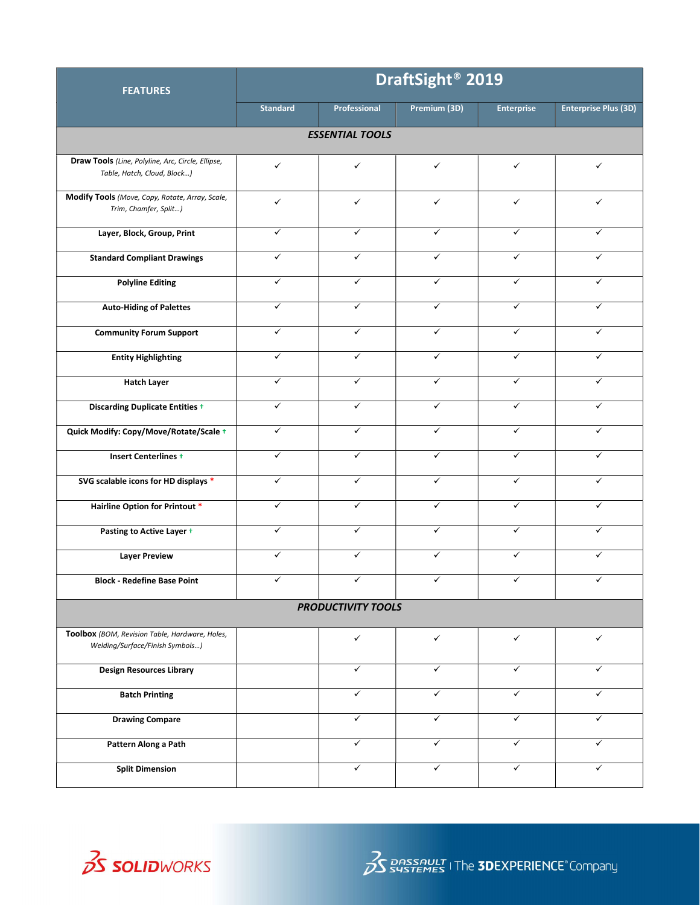| FEATURES | DraftSight® 2019 | | | | |
|---|---|---|---|---|---|
| | Standard | Professional | Premium (3D) | Enterprise | Enterprise Plus (3D) |
| ***ESSENTIAL TOOLS*** | | | | | |
| **Draw Tools** *(Line, Polyline, Arc, Circle, Ellipse, Table, Hatch, Cloud, Block…)* | ✓ | ✓ | ✓ | ✓ | ✓ |
| **Modify Tools** *(Move, Copy, Rotate, Array, Scale, Trim, Chamfer, Split…)* | ✓ | ✓ | ✓ | ✓ | ✓ |
| **Layer, Block, Group, Print** | ✓ | ✓ | ✓ | ✓ | ✓ |
| **Standard Compliant Drawings** | ✓ | ✓ | ✓ | ✓ | ✓ |
| **Polyline Editing** | ✓ | ✓ | ✓ | ✓ | ✓ |
| **Auto-Hiding of Palettes** | ✓ | ✓ | ✓ | ✓ | ✓ |
| **Community Forum Support** | ✓ | ✓ | ✓ | ✓ | ✓ |
| **Entity Highlighting** | ✓ | ✓ | ✓ | ✓ | ✓ |
| **Hatch Layer** | ✓ | ✓ | ✓ | ✓ | ✓ |
| **Discarding Duplicate Entities** † | ✓ | ✓ | ✓ | ✓ | ✓ |
| **Quick Modify: Copy/Move/Rotate/Scale** † | ✓ | ✓ | ✓ | ✓ | ✓ |
| **Insert Centerlines** † | ✓ | ✓ | ✓ | ✓ | ✓ |
| **SVG scalable icons for HD displays** * | ✓ | ✓ | ✓ | ✓ | ✓ |
| **Hairline Option for Printout** * | ✓ | ✓ | ✓ | ✓ | ✓ |
| **Pasting to Active Layer** † | ✓ | ✓ | ✓ | ✓ | ✓ |
| **Layer Preview** | ✓ | ✓ | ✓ | ✓ | ✓ |
| **Block - Redefine Base Point** | ✓ | ✓ | ✓ | ✓ | ✓ |
| ***PRODUCTIVITY TOOLS*** | | | | | |
| **Toolbox** *(BOM, Revision Table, Hardware, Holes, Welding/Surface/Finish Symbols…)* | | ✓ | ✓ | ✓ | ✓ |
| **Design Resources Library** | | ✓ | ✓ | ✓ | ✓ |
| **Batch Printing** | | ✓ | ✓ | ✓ | ✓ |
| **Drawing Compare** | | ✓ | ✓ | ✓ | ✓ |
| **Pattern Along a Path** | | ✓ | ✓ | ✓ | ✓ |
| **Split Dimension** | | ✓ | ✓ | ✓ | ✓ |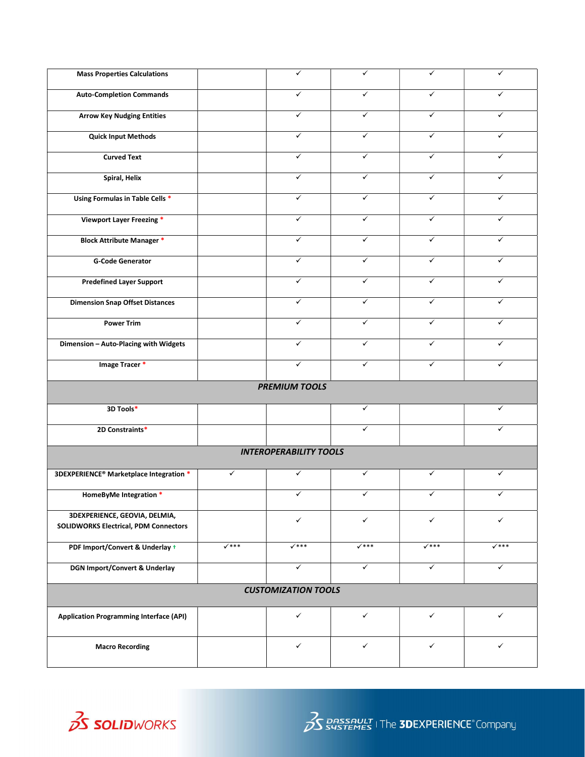| | | | | | |
|---|---|---|---|---|---|
| **Mass Properties Calculations** | | ✓ | ✓ | ✓ | ✓ |
| **Auto-Completion Commands** | | ✓ | ✓ | ✓ | ✓ |
| **Arrow Key Nudging Entities** | | ✓ | ✓ | ✓ | ✓ |
| **Quick Input Methods** | | ✓ | ✓ | ✓ | ✓ |
| **Curved Text** | | ✓ | ✓ | ✓ | ✓ |
| **Spiral, Helix** | | ✓ | ✓ | ✓ | ✓ |
| **Using Formulas in Table Cells** * | | ✓ | ✓ | ✓ | ✓ |
| **Viewport Layer Freezing** * | | ✓ | ✓ | ✓ | ✓ |
| **Block Attribute Manager** * | | ✓ | ✓ | ✓ | ✓ |
| **G-Code Generator** | | ✓ | ✓ | ✓ | ✓ |
| **Predefined Layer Support** | | ✓ | ✓ | ✓ | ✓ |
| **Dimension Snap Offset Distances** | | ✓ | ✓ | ✓ | ✓ |
| **Power Trim** | | ✓ | ✓ | ✓ | ✓ |
| **Dimension – Auto-Placing with Widgets** | | ✓ | ✓ | ✓ | ✓ |
| **Image Tracer** * | | ✓ | ✓ | ✓ | ✓ |
| ***PREMIUM TOOLS*** | | | | | |
| **3D Tools*** | | | ✓ | | ✓ |
| **2D Constraints*** | | | ✓ | | ✓ |
| ***INTEROPERABILITY TOOLS*** | | | | | |
| **3DEXPERIENCE® Marketplace Integration** * | ✓ | ✓ | ✓ | ✓ | ✓ |
| **HomeByMe Integration** * | | ✓ | ✓ | ✓ | ✓ |
| **3DEXPERIENCE, GEOVIA, DELMIA, SOLIDWORKS Electrical, PDM Connectors** | | ✓ | ✓ | ✓ | ✓ |
| **PDF Import/Convert & Underlay** † | ✓*** | ✓*** | ✓*** | ✓*** | ✓*** |
| **DGN Import/Convert & Underlay** | | ✓ | ✓ | ✓ | ✓ |
| ***CUSTOMIZATION TOOLS*** | | | | | |
| **Application Programming Interface (API)** | | ✓ | ✓ | ✓ | ✓ |
| **Macro Recording** | | ✓ | ✓ | ✓ | ✓ |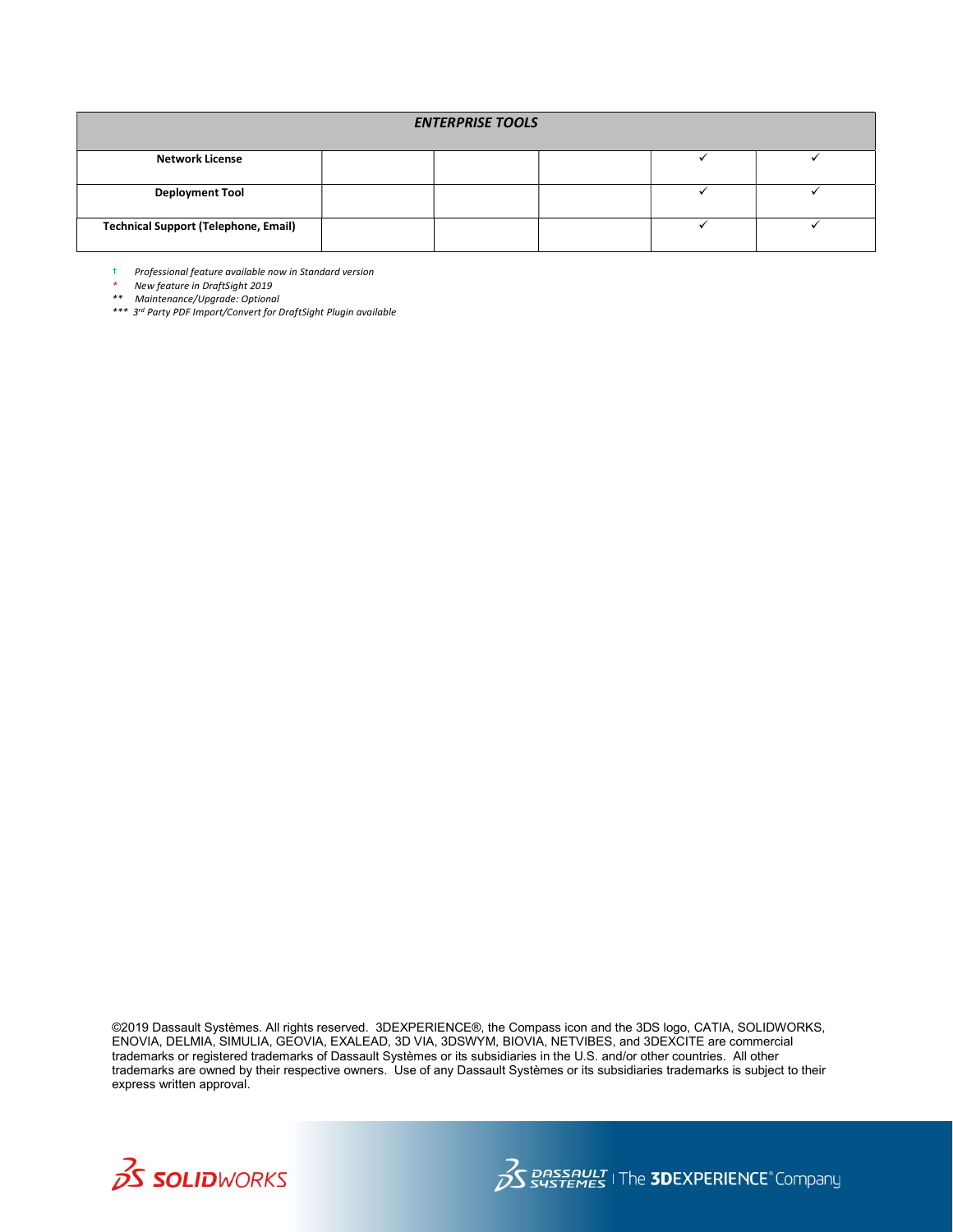| ENTERPRISE TOOLS | | | | | |
|---|---|---|---|---|---|
| **Network License** | | | | ✓ | ✓ |
| **Deployment Tool** | | | | ✓ | ✓ |
| **Technical Support (Telephone, Email)** | | | | ✓ | ✓ |

† *Professional feature available now in Standard version*
\* *New feature in DraftSight 2019*
** *Maintenance/Upgrade: Optional*
*** *3rd Party PDF Import/Convert for DraftSight Plugin available*

©2019 Dassault Systèmes. All rights reserved. 3DEXPERIENCE®, the Compass icon and the 3DS logo, CATIA, SOLIDWORKS, ENOVIA, DELMIA, SIMULIA, GEOVIA, EXALEAD, 3D VIA, 3DSWYM, BIOVIA, NETVIBES, and 3DEXCITE are commercial trademarks or registered trademarks of Dassault Systèmes or its subsidiaries in the U.S. and/or other countries. All other trademarks are owned by their respective owners. Use of any Dassault Systèmes or its subsidiaries trademarks is subject to their express written approval.

SOLIDWORKS

DASSAULT SYSTEMES | The 3DEXPERIENCE® Company